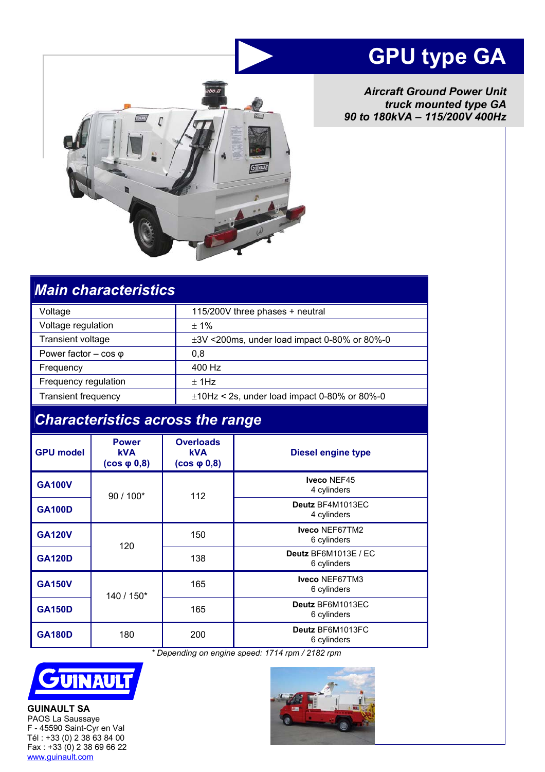# GPU type GA

***Aircraft Ground Power Unit truck mounted type GA 90 to 180kVA – 115/200V 400Hz***

## *Main characteristics*

| | |
|---|---|
| Voltage | 115/200V three phases + neutral |
| Voltage regulation | ± 1% |
| Transient voltage | ±3V <200ms, under load impact 0-80% or 80%-0 |
| Power factor – cos φ | 0,8 |
| Frequency | 400 Hz |
| Frequency regulation | ± 1Hz |
| Transient frequency | ±10Hz < 2s, under load impact 0-80% or 80%-0 |

## *Characteristics across the range*

| GPU model | Power kVA (cos φ 0,8) | Overloads kVA (cos φ 0,8) | Diesel engine type |
|---|---|---|---|
| **GA100V** | 90 / 100* | 112 | **Iveco** NEF45 4 cylinders |
| **GA100D** | | | **Deutz** BF4M1013EC 4 cylinders |
| **GA120V** | 120 | 150 | **Iveco** NEF67TM2 6 cylinders |
| **GA120D** | | 138 | **Deutz** BF6M1013E / EC 6 cylinders |
| **GA150V** | 140 / 150* | 165 | **Iveco** NEF67TM3 6 cylinders |
| **GA150D** | | 165 | **Deutz** BF6M1013EC 6 cylinders |
| **GA180D** | 180 | 200 | **Deutz** BF6M1013FC 6 cylinders |

*\* Depending on engine speed: 1714 rpm / 2182 rpm*

**GUINAULT SA**
PAOS La Saussaye
F - 45590 Saint-Cyr en Val
Tél : +33 (0) 2 38 63 84 00
Fax : +33 (0) 2 38 69 66 22
www.guinault.com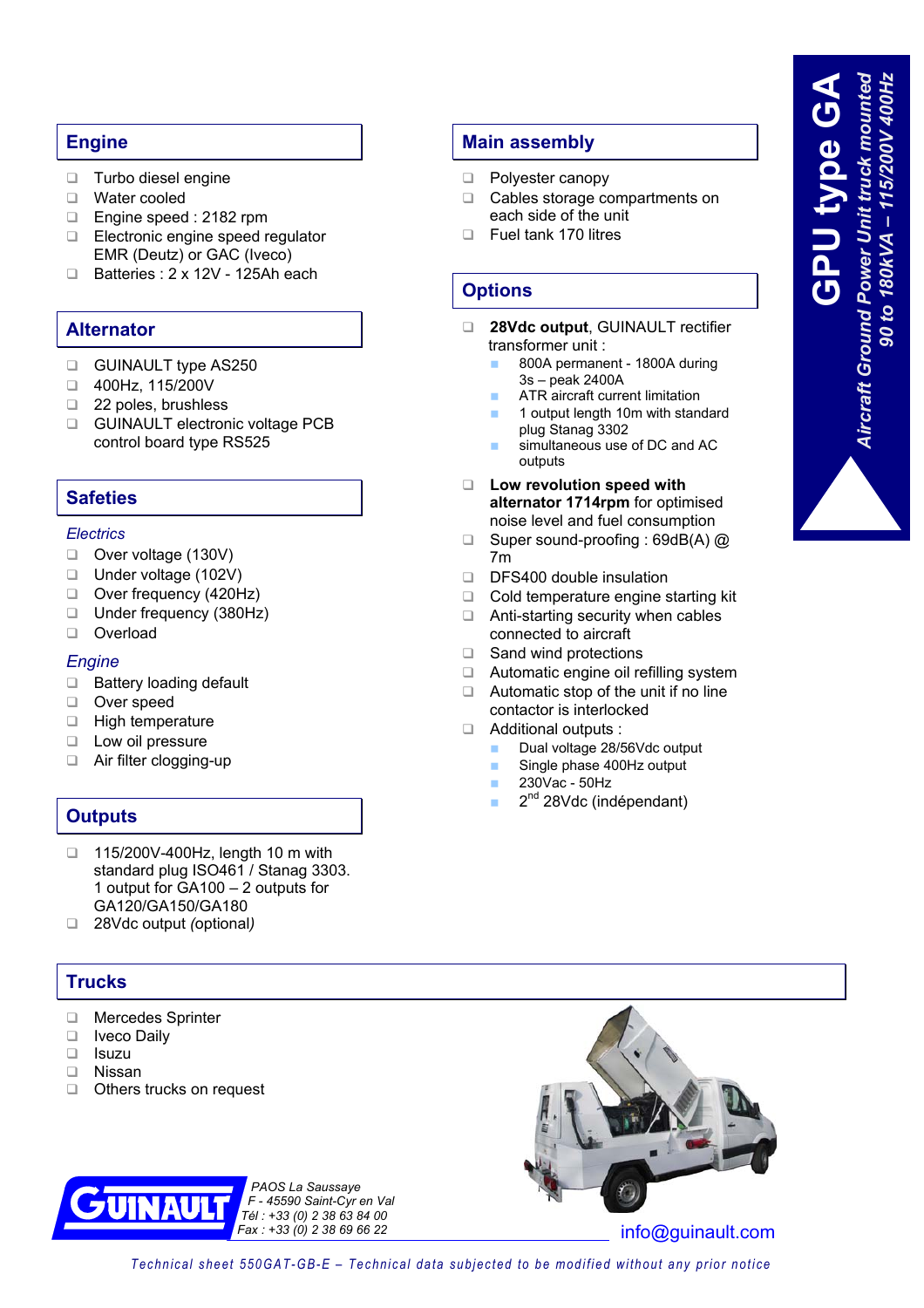# GPU type GA

*Aircraft Ground Power Unit truck mounted*
*90 to 180kVA – 115/200V 400Hz*

## Engine

- Turbo diesel engine
- Water cooled
- Engine speed : 2182 rpm
- Electronic engine speed regulator EMR (Deutz) or GAC (Iveco)
- Batteries : 2 x 12V - 125Ah each

## Alternator

- GUINAULT type AS250
- 400Hz, 115/200V
- 22 poles, brushless
- GUINAULT electronic voltage PCB control board type RS525

## Safeties

*Electrics*

- Over voltage (130V)
- Under voltage (102V)
- Over frequency (420Hz)
- Under frequency (380Hz)
- Overload

*Engine*

- Battery loading default
- Over speed
- High temperature
- Low oil pressure
- Air filter clogging-up

## Outputs

- 115/200V-400Hz, length 10 m with standard plug ISO461 / Stanag 3303. 1 output for GA100 – 2 outputs for GA120/GA150/GA180
- 28Vdc output *(optional)*

## Main assembly

- Polyester canopy
- Cables storage compartments on each side of the unit
- Fuel tank 170 litres

## Options

- **28Vdc output**, GUINAULT rectifier transformer unit :
  - 800A permanent - 1800A during 3s – peak 2400A
  - ATR aircraft current limitation
  - 1 output length 10m with standard plug Stanag 3302
  - simultaneous use of DC and AC outputs
- **Low revolution speed with alternator 1714rpm** for optimised noise level and fuel consumption
- Super sound-proofing : 69dB(A) @ 7m
- DFS400 double insulation
- Cold temperature engine starting kit
- Anti-starting security when cables connected to aircraft
- Sand wind protections
- Automatic engine oil refilling system
- Automatic stop of the unit if no line contactor is interlocked
- Additional outputs :
  - Dual voltage 28/56Vdc output
  - Single phase 400Hz output
  - 230Vac - 50Hz
  - 2nd 28Vdc (indépendant)

## Trucks

- Mercedes Sprinter
- Iveco Daily
- Isuzu
- Nissan
- Others trucks on request

GUINAULT

*PAOS La Saussaye*
*F - 45590 Saint-Cyr en Val*
*Tél : +33 (0) 2 38 63 84 00*
*Fax : +33 (0) 2 38 69 66 22*

info@guinault.com

*Technical sheet 550GAT-GB-E – Technical data subjected to be modified without any prior notice*